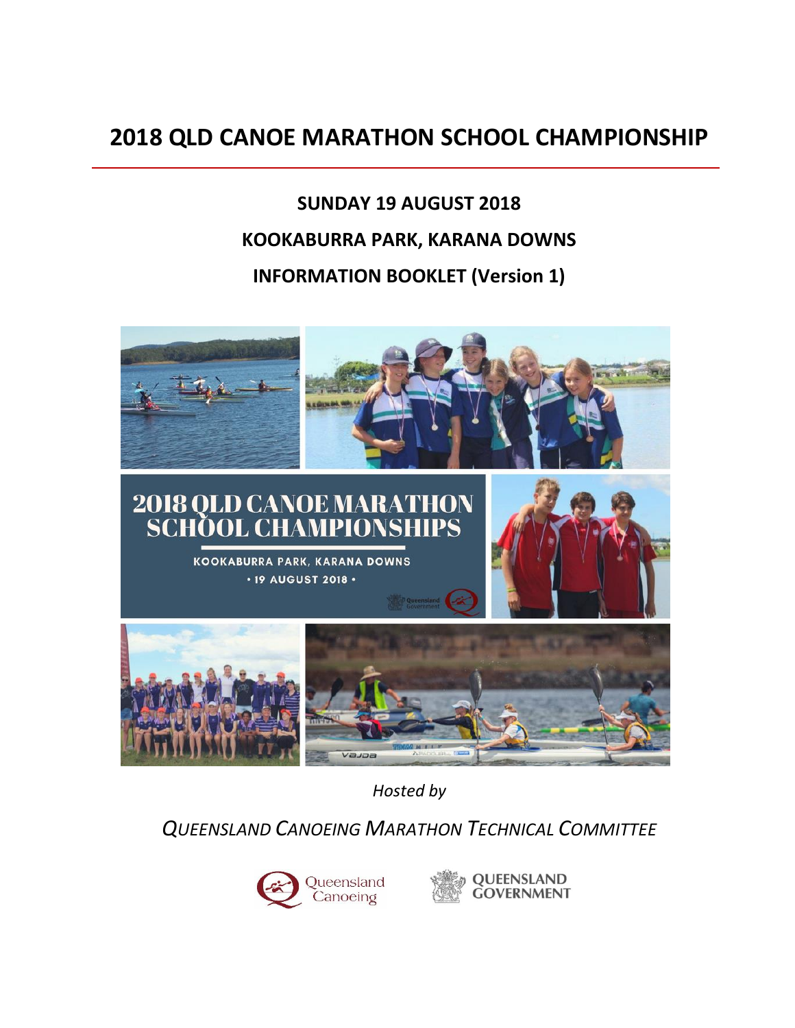# 2018 QLD CANOE MARATHON SCHOOL CHAMPIONSHIP

**SUNDAY 19 AUGUST 2018**

**KOOKABURRA PARK, KARANA DOWNS**

**INFORMATION BOOKLET (Version 1)**

*Hosted by*

*QUEENSLAND CANOEING MARATHON TECHNICAL COMMITTEE*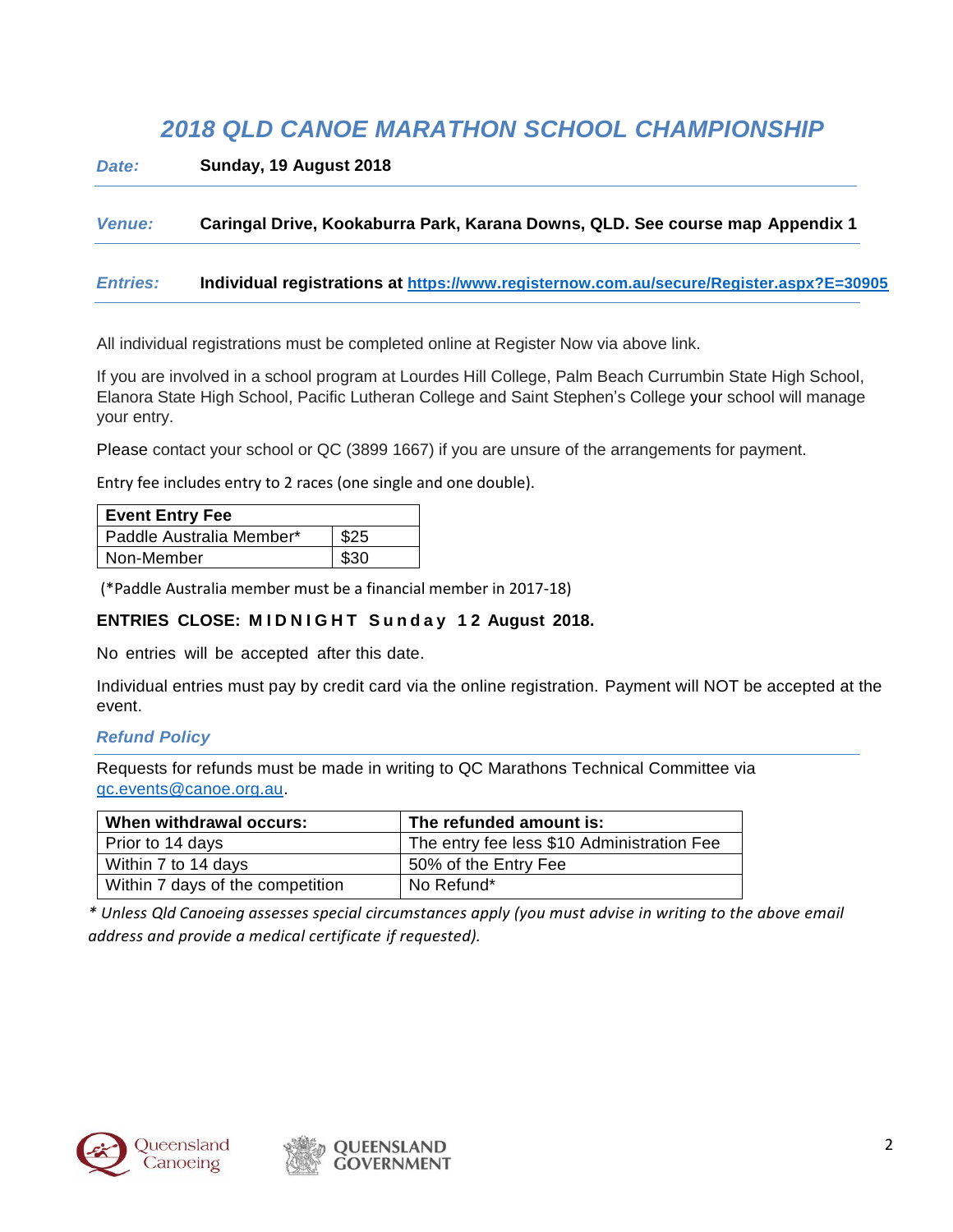# *2018 QLD CANOE MARATHON SCHOOL CHAMPIONSHIP*

***Date:*** **Sunday, 19 August 2018**

***Venue:*** **Caringal Drive, Kookaburra Park, Karana Downs, QLD. See course map Appendix 1**

***Entries:*** **Individual registrations at https://www.registernow.com.au/secure/Register.aspx?E=30905**

All individual registrations must be completed online at Register Now via above link.

If you are involved in a school program at Lourdes Hill College, Palm Beach Currumbin State High School, Elanora State High School, Pacific Lutheran College and Saint Stephen's College your school will manage your entry.

Please contact your school or QC (3899 1667) if you are unsure of the arrangements for payment.

Entry fee includes entry to 2 races (one single and one double).

| Event Entry Fee | |
|---|---|
| Paddle Australia Member* | $25 |
| Non-Member | $30 |

(*Paddle Australia member must be a financial member in 2017-18)

**ENTRIES CLOSE: MIDNIGHT Sunday 12 August 2018.**

No entries will be accepted after this date.

Individual entries must pay by credit card via the online registration. Payment will NOT be accepted at the event.

### *Refund Policy*

Requests for refunds must be made in writing to QC Marathons Technical Committee via qc.events@canoe.org.au.

| When withdrawal occurs: | The refunded amount is: |
|---|---|
| Prior to 14 days | The entry fee less $10 Administration Fee |
| Within 7 to 14 days | 50% of the Entry Fee |
| Within 7 days of the competition | No Refund* |

*\* Unless Qld Canoeing assesses special circumstances apply (you must advise in writing to the above email address and provide a medical certificate if requested).*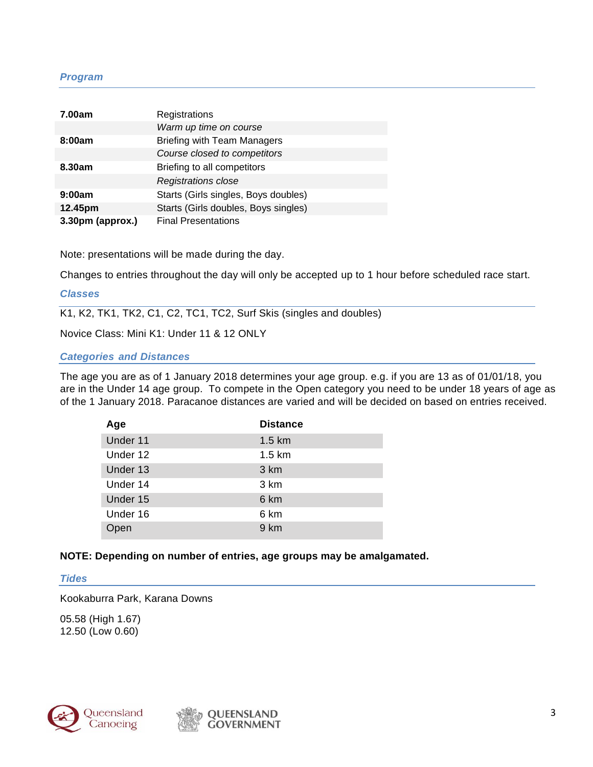## *Program*

| | |
|---|---|
| **7.00am** | Registrations |
| | *Warm up time on course* |
| **8:00am** | Briefing with Team Managers |
| | *Course closed to competitors* |
| **8.30am** | Briefing to all competitors |
| | *Registrations close* |
| **9:00am** | Starts (Girls singles, Boys doubles) |
| **12.45pm** | Starts (Girls doubles, Boys singles) |
| **3.30pm (approx.)** | Final Presentations |

Note: presentations will be made during the day.

Changes to entries throughout the day will only be accepted up to 1 hour before scheduled race start.

## *Classes*

K1, K2, TK1, TK2, C1, C2, TC1, TC2, Surf Skis (singles and doubles)

Novice Class: Mini K1: Under 11 & 12 ONLY

## *Categories and Distances*

The age you are as of 1 January 2018 determines your age group. e.g. if you are 13 as of 01/01/18, you are in the Under 14 age group. To compete in the Open category you need to be under 18 years of age as of the 1 January 2018. Paracanoe distances are varied and will be decided on based on entries received.

| Age | Distance |
|---|---|
| Under 11 | 1.5 km |
| Under 12 | 1.5 km |
| Under 13 | 3 km |
| Under 14 | 3 km |
| Under 15 | 6 km |
| Under 16 | 6 km |
| Open | 9 km |

**NOTE: Depending on number of entries, age groups may be amalgamated.**

## *Tides*

Kookaburra Park, Karana Downs

05.58 (High 1.67)
12.50 (Low 0.60)

Queensland Canoeing

QUEENSLAND GOVERNMENT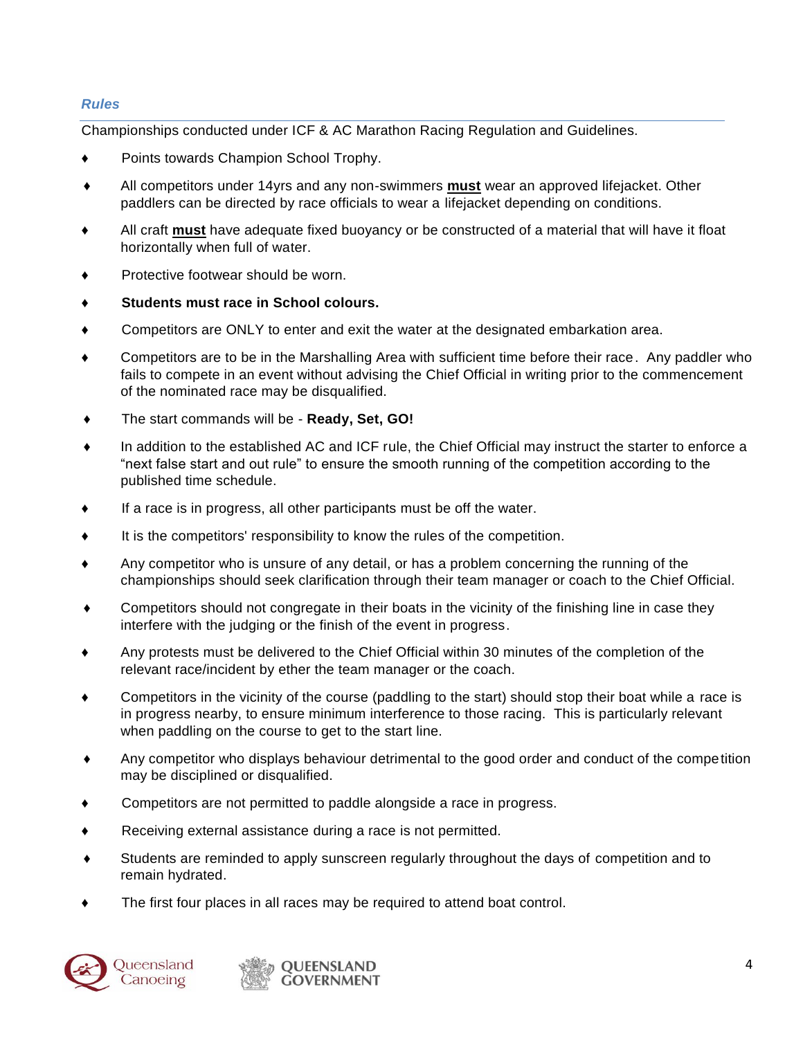## *Rules*

Championships conducted under ICF & AC Marathon Racing Regulation and Guidelines.

- Points towards Champion School Trophy.
- All competitors under 14yrs and any non-swimmers **must** wear an approved lifejacket. Other paddlers can be directed by race officials to wear a lifejacket depending on conditions.
- All craft **must** have adequate fixed buoyancy or be constructed of a material that will have it float horizontally when full of water.
- Protective footwear should be worn.
- **Students must race in School colours.**
- Competitors are ONLY to enter and exit the water at the designated embarkation area.
- Competitors are to be in the Marshalling Area with sufficient time before their race. Any paddler who fails to compete in an event without advising the Chief Official in writing prior to the commencement of the nominated race may be disqualified.
- The start commands will be - **Ready, Set, GO!**
- In addition to the established AC and ICF rule, the Chief Official may instruct the starter to enforce a "next false start and out rule" to ensure the smooth running of the competition according to the published time schedule.
- If a race is in progress, all other participants must be off the water.
- It is the competitors' responsibility to know the rules of the competition.
- Any competitor who is unsure of any detail, or has a problem concerning the running of the championships should seek clarification through their team manager or coach to the Chief Official.
- Competitors should not congregate in their boats in the vicinity of the finishing line in case they interfere with the judging or the finish of the event in progress.
- Any protests must be delivered to the Chief Official within 30 minutes of the completion of the relevant race/incident by ether the team manager or the coach.
- Competitors in the vicinity of the course (paddling to the start) should stop their boat while a race is in progress nearby, to ensure minimum interference to those racing. This is particularly relevant when paddling on the course to get to the start line.
- Any competitor who displays behaviour detrimental to the good order and conduct of the competition may be disciplined or disqualified.
- Competitors are not permitted to paddle alongside a race in progress.
- Receiving external assistance during a race is not permitted.
- Students are reminded to apply sunscreen regularly throughout the days of competition and to remain hydrated.
- The first four places in all races may be required to attend boat control.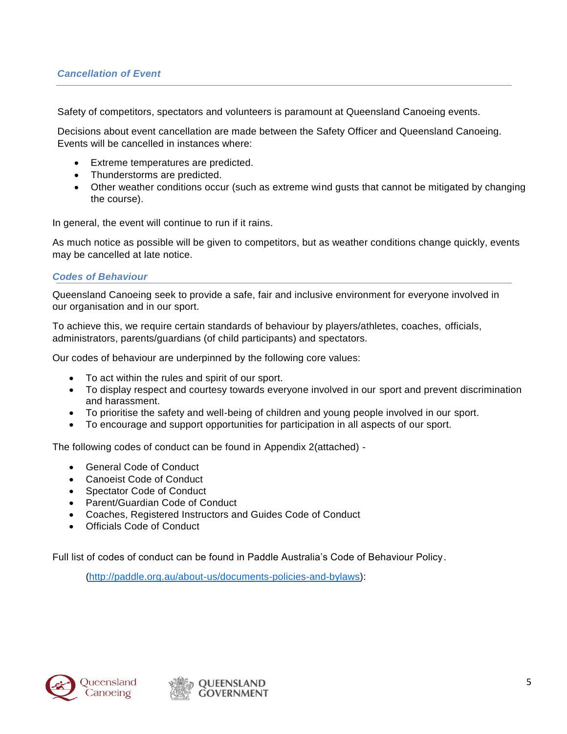## *Cancellation of Event*

Safety of competitors, spectators and volunteers is paramount at Queensland Canoeing events.

Decisions about event cancellation are made between the Safety Officer and Queensland Canoeing. Events will be cancelled in instances where:

- Extreme temperatures are predicted.
- Thunderstorms are predicted.
- Other weather conditions occur (such as extreme wind gusts that cannot be mitigated by changing the course).

In general, the event will continue to run if it rains.

As much notice as possible will be given to competitors, but as weather conditions change quickly, events may be cancelled at late notice.

## *Codes of Behaviour*

Queensland Canoeing seek to provide a safe, fair and inclusive environment for everyone involved in our organisation and in our sport.

To achieve this, we require certain standards of behaviour by players/athletes, coaches, officials, administrators, parents/guardians (of child participants) and spectators.

Our codes of behaviour are underpinned by the following core values:

- To act within the rules and spirit of our sport.
- To display respect and courtesy towards everyone involved in our sport and prevent discrimination and harassment.
- To prioritise the safety and well-being of children and young people involved in our sport.
- To encourage and support opportunities for participation in all aspects of our sport.

The following codes of conduct can be found in Appendix 2(attached) -

- General Code of Conduct
- Canoeist Code of Conduct
- Spectator Code of Conduct
- Parent/Guardian Code of Conduct
- Coaches, Registered Instructors and Guides Code of Conduct
- Officials Code of Conduct

Full list of codes of conduct can be found in Paddle Australia's Code of Behaviour Policy.

(http://paddle.org.au/about-us/documents-policies-and-bylaws):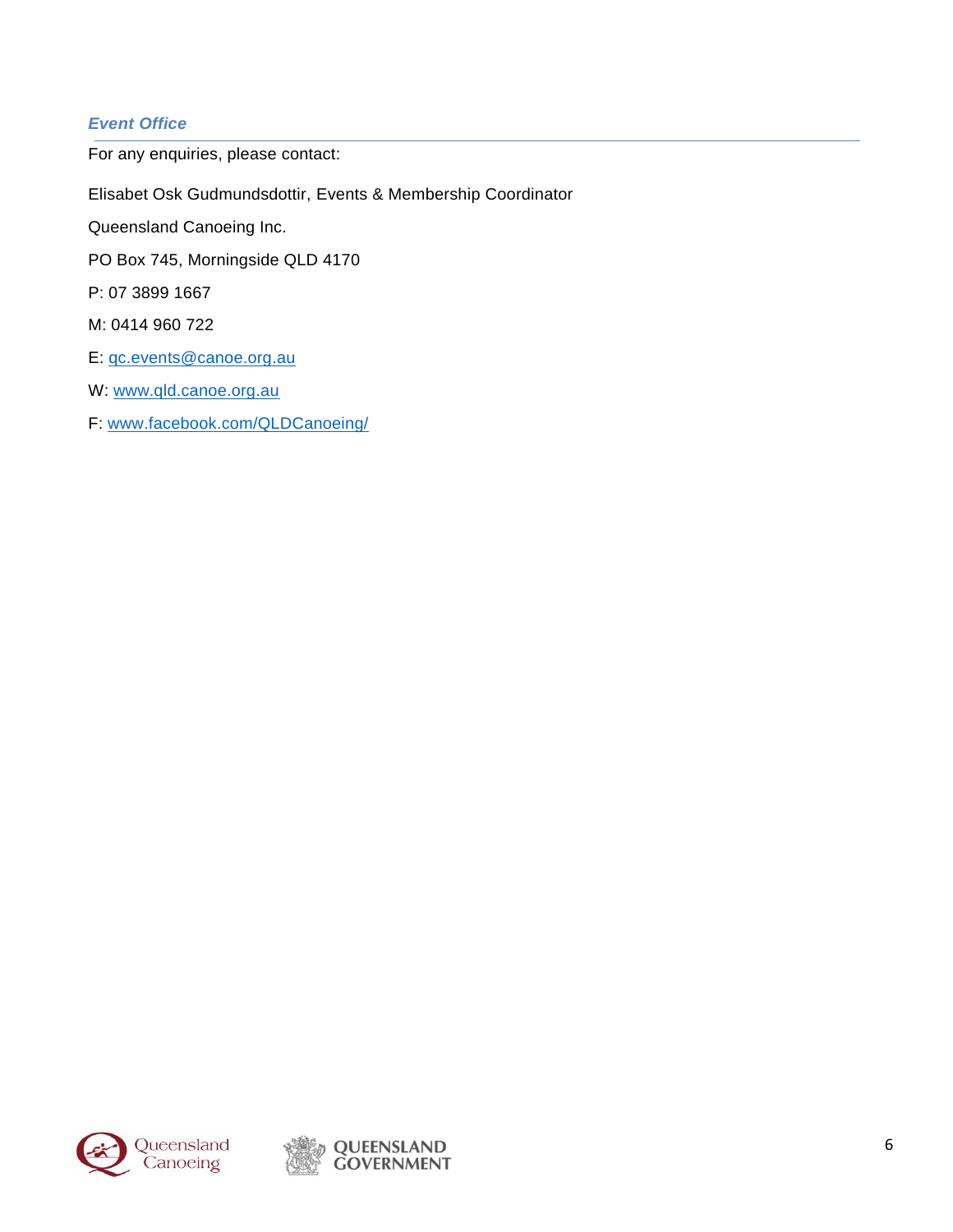### *Event Office*

For any enquiries, please contact:

Elisabet Osk Gudmundsdottir, Events & Membership Coordinator

Queensland Canoeing Inc.

PO Box 745, Morningside QLD 4170

P: 07 3899 1667

M: 0414 960 722

E: qc.events@canoe.org.au

W: www.qld.canoe.org.au

F: www.facebook.com/QLDCanoeing/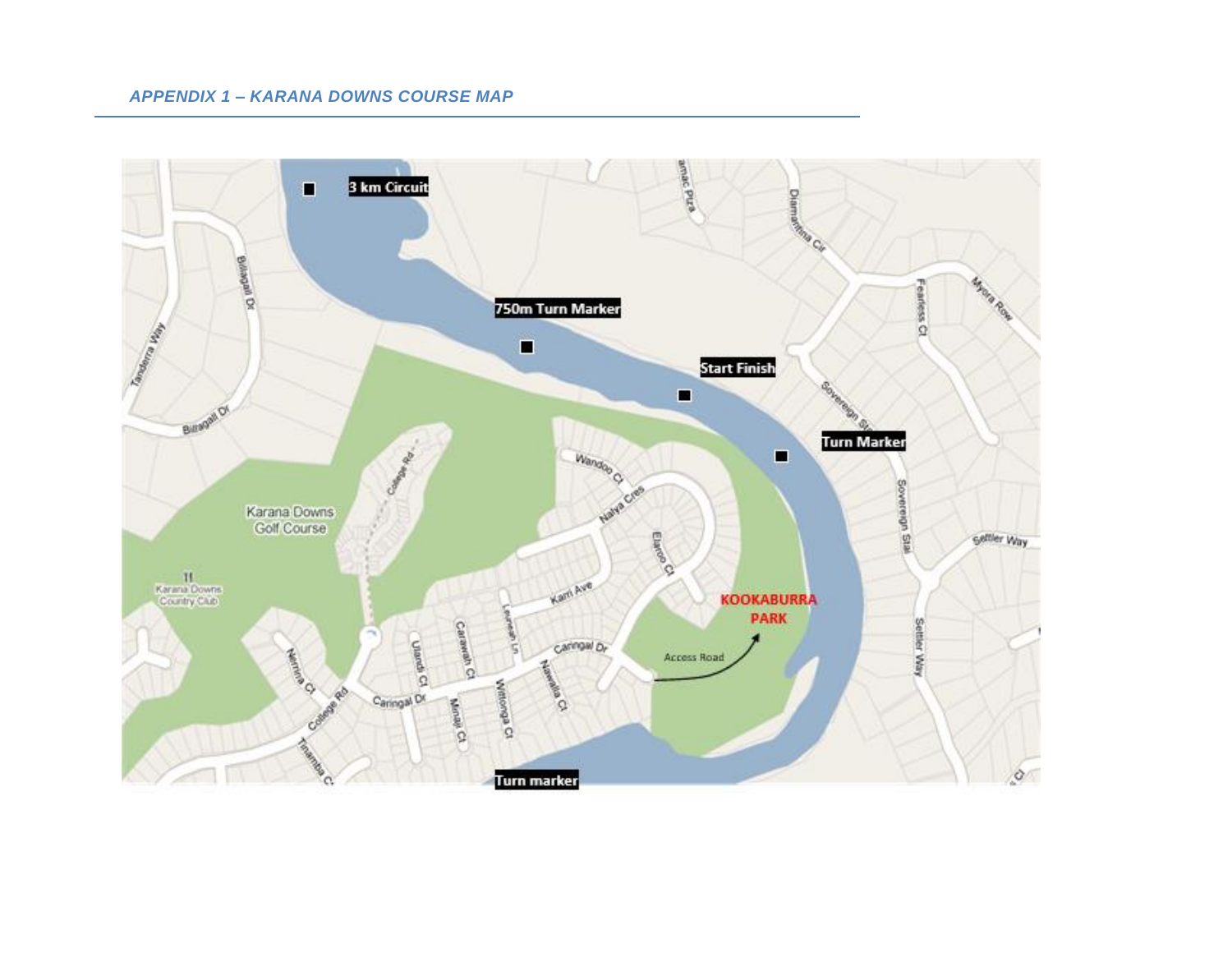## *APPENDIX 1 – KARANA DOWNS COURSE MAP*

3 km Circuit

750m Turn Marker

Start Finish

Turn Marker

KOOKABURRA PARK

Access Road

Turn marker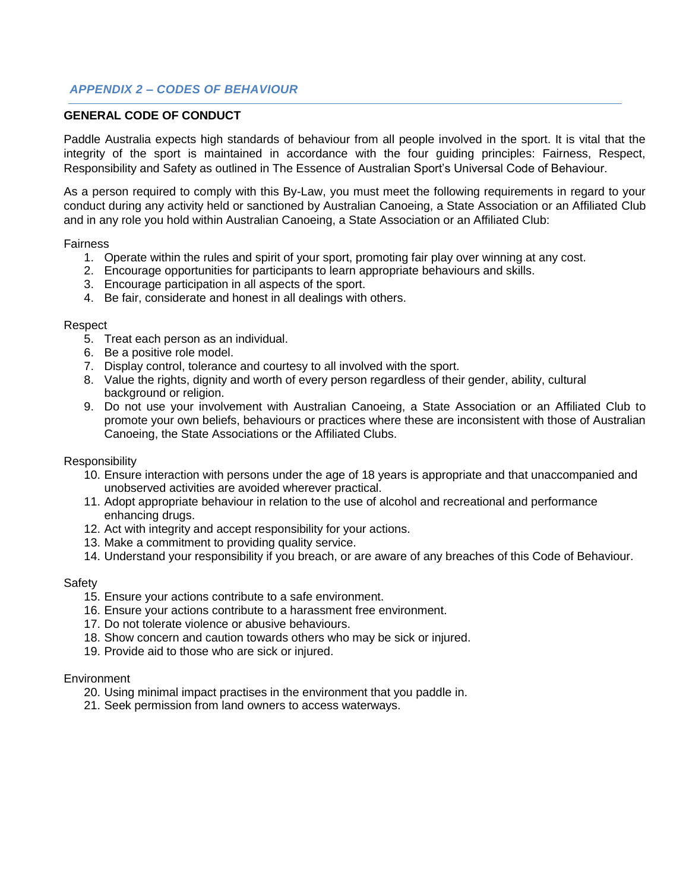## *APPENDIX 2 – CODES OF BEHAVIOUR*

### GENERAL CODE OF CONDUCT

Paddle Australia expects high standards of behaviour from all people involved in the sport. It is vital that the integrity of the sport is maintained in accordance with the four guiding principles: Fairness, Respect, Responsibility and Safety as outlined in The Essence of Australian Sport's Universal Code of Behaviour.

As a person required to comply with this By-Law, you must meet the following requirements in regard to your conduct during any activity held or sanctioned by Australian Canoeing, a State Association or an Affiliated Club and in any role you hold within Australian Canoeing, a State Association or an Affiliated Club:

Fairness

1. Operate within the rules and spirit of your sport, promoting fair play over winning at any cost.
2. Encourage opportunities for participants to learn appropriate behaviours and skills.
3. Encourage participation in all aspects of the sport.
4. Be fair, considerate and honest in all dealings with others.

Respect

5. Treat each person as an individual.
6. Be a positive role model.
7. Display control, tolerance and courtesy to all involved with the sport.
8. Value the rights, dignity and worth of every person regardless of their gender, ability, cultural background or religion.
9. Do not use your involvement with Australian Canoeing, a State Association or an Affiliated Club to promote your own beliefs, behaviours or practices where these are inconsistent with those of Australian Canoeing, the State Associations or the Affiliated Clubs.

Responsibility

10. Ensure interaction with persons under the age of 18 years is appropriate and that unaccompanied and unobserved activities are avoided wherever practical.
11. Adopt appropriate behaviour in relation to the use of alcohol and recreational and performance enhancing drugs.
12. Act with integrity and accept responsibility for your actions.
13. Make a commitment to providing quality service.
14. Understand your responsibility if you breach, or are aware of any breaches of this Code of Behaviour.

Safety

15. Ensure your actions contribute to a safe environment.
16. Ensure your actions contribute to a harassment free environment.
17. Do not tolerate violence or abusive behaviours.
18. Show concern and caution towards others who may be sick or injured.
19. Provide aid to those who are sick or injured.

Environment

20. Using minimal impact practises in the environment that you paddle in.
21. Seek permission from land owners to access waterways.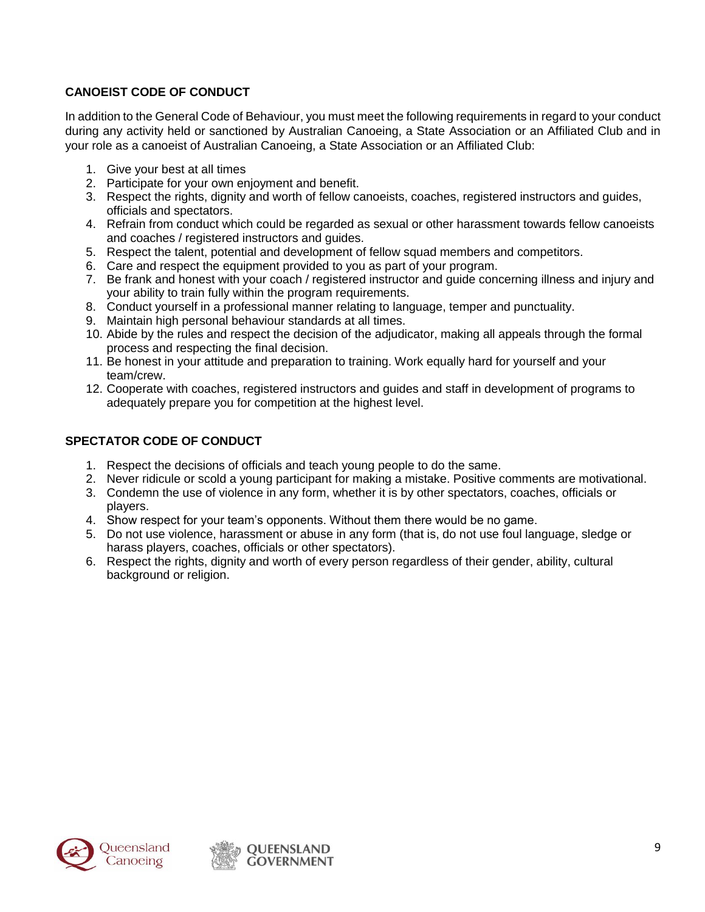### CANOEIST CODE OF CONDUCT

In addition to the General Code of Behaviour, you must meet the following requirements in regard to your conduct during any activity held or sanctioned by Australian Canoeing, a State Association or an Affiliated Club and in your role as a canoeist of Australian Canoeing, a State Association or an Affiliated Club:

1. Give your best at all times
2. Participate for your own enjoyment and benefit.
3. Respect the rights, dignity and worth of fellow canoeists, coaches, registered instructors and guides, officials and spectators.
4. Refrain from conduct which could be regarded as sexual or other harassment towards fellow canoeists and coaches / registered instructors and guides.
5. Respect the talent, potential and development of fellow squad members and competitors.
6. Care and respect the equipment provided to you as part of your program.
7. Be frank and honest with your coach / registered instructor and guide concerning illness and injury and your ability to train fully within the program requirements.
8. Conduct yourself in a professional manner relating to language, temper and punctuality.
9. Maintain high personal behaviour standards at all times.
10. Abide by the rules and respect the decision of the adjudicator, making all appeals through the formal process and respecting the final decision.
11. Be honest in your attitude and preparation to training. Work equally hard for yourself and your team/crew.
12. Cooperate with coaches, registered instructors and guides and staff in development of programs to adequately prepare you for competition at the highest level.

### SPECTATOR CODE OF CONDUCT

1. Respect the decisions of officials and teach young people to do the same.
2. Never ridicule or scold a young participant for making a mistake. Positive comments are motivational.
3. Condemn the use of violence in any form, whether it is by other spectators, coaches, officials or players.
4. Show respect for your team's opponents. Without them there would be no game.
5. Do not use violence, harassment or abuse in any form (that is, do not use foul language, sledge or harass players, coaches, officials or other spectators).
6. Respect the rights, dignity and worth of every person regardless of their gender, ability, cultural background or religion.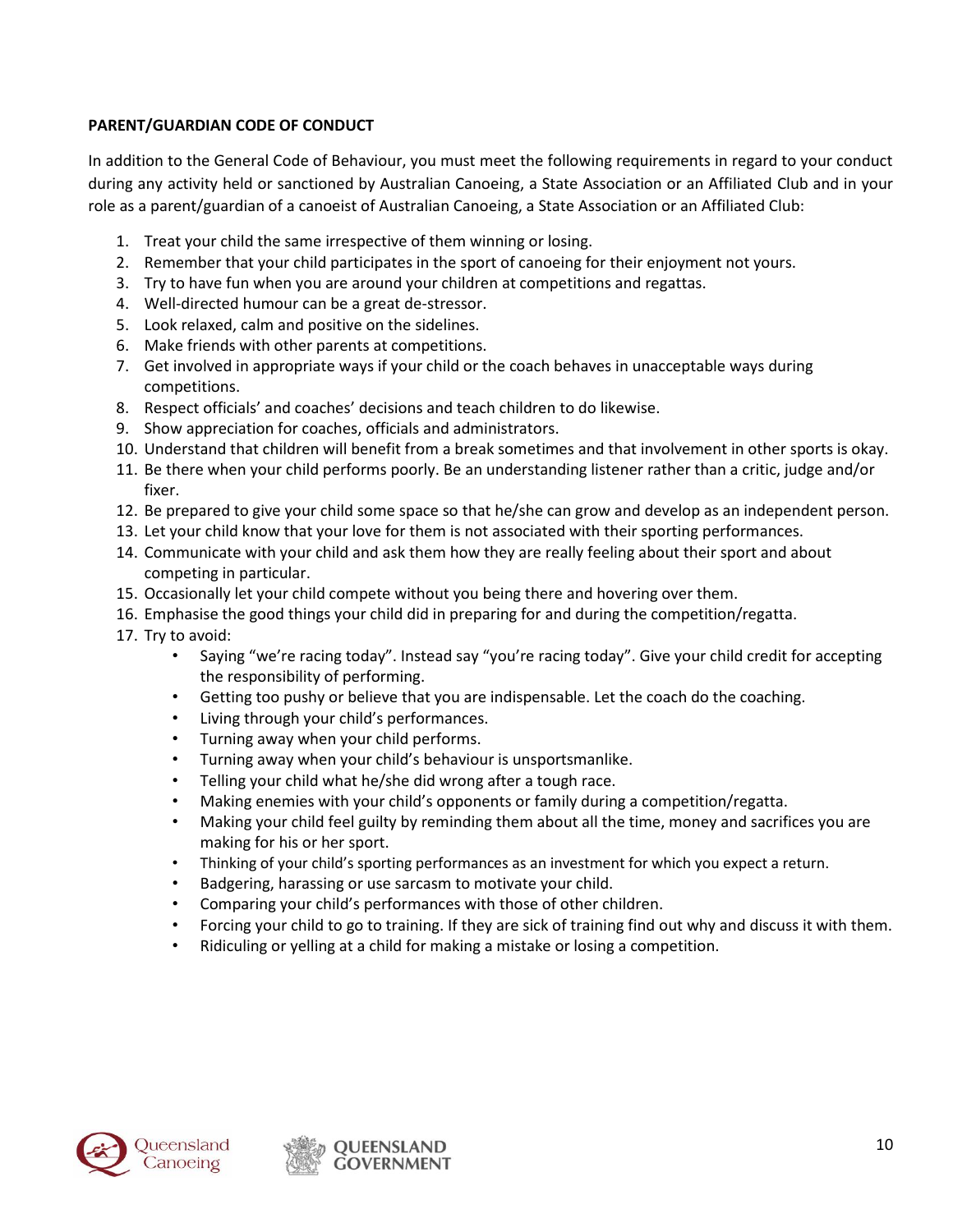**PARENT/GUARDIAN CODE OF CONDUCT**

In addition to the General Code of Behaviour, you must meet the following requirements in regard to your conduct during any activity held or sanctioned by Australian Canoeing, a State Association or an Affiliated Club and in your role as a parent/guardian of a canoeist of Australian Canoeing, a State Association or an Affiliated Club:

1. Treat your child the same irrespective of them winning or losing.
2. Remember that your child participates in the sport of canoeing for their enjoyment not yours.
3. Try to have fun when you are around your children at competitions and regattas.
4. Well-directed humour can be a great de-stressor.
5. Look relaxed, calm and positive on the sidelines.
6. Make friends with other parents at competitions.
7. Get involved in appropriate ways if your child or the coach behaves in unacceptable ways during competitions.
8. Respect officials' and coaches' decisions and teach children to do likewise.
9. Show appreciation for coaches, officials and administrators.
10. Understand that children will benefit from a break sometimes and that involvement in other sports is okay.
11. Be there when your child performs poorly. Be an understanding listener rather than a critic, judge and/or fixer.
12. Be prepared to give your child some space so that he/she can grow and develop as an independent person.
13. Let your child know that your love for them is not associated with their sporting performances.
14. Communicate with your child and ask them how they are really feeling about their sport and about competing in particular.
15. Occasionally let your child compete without you being there and hovering over them.
16. Emphasise the good things your child did in preparing for and during the competition/regatta.
17. Try to avoid:
    - Saying "we're racing today". Instead say "you're racing today". Give your child credit for accepting the responsibility of performing.
    - Getting too pushy or believe that you are indispensable. Let the coach do the coaching.
    - Living through your child's performances.
    - Turning away when your child performs.
    - Turning away when your child's behaviour is unsportsmanlike.
    - Telling your child what he/she did wrong after a tough race.
    - Making enemies with your child's opponents or family during a competition/regatta.
    - Making your child feel guilty by reminding them about all the time, money and sacrifices you are making for his or her sport.
    - Thinking of your child's sporting performances as an investment for which you expect a return.
    - Badgering, harassing or use sarcasm to motivate your child.
    - Comparing your child's performances with those of other children.
    - Forcing your child to go to training. If they are sick of training find out why and discuss it with them.
    - Ridiculing or yelling at a child for making a mistake or losing a competition.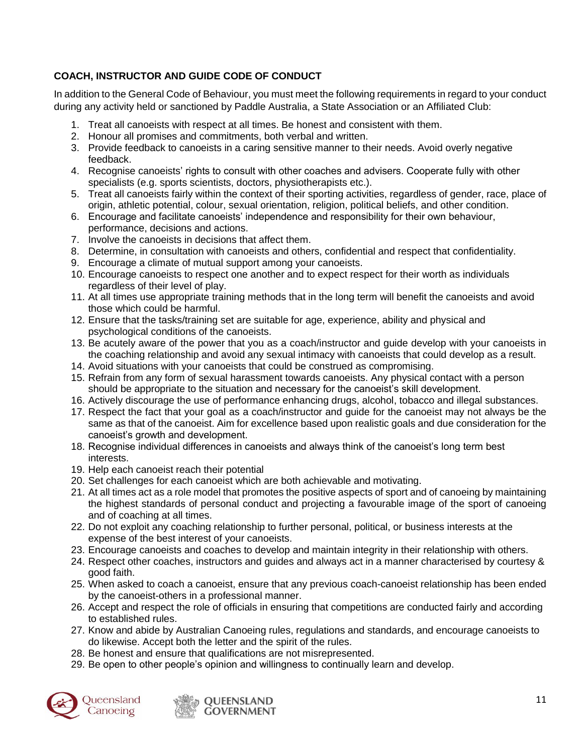**COACH, INSTRUCTOR AND GUIDE CODE OF CONDUCT**

In addition to the General Code of Behaviour, you must meet the following requirements in regard to your conduct during any activity held or sanctioned by Paddle Australia, a State Association or an Affiliated Club:

1. Treat all canoeists with respect at all times. Be honest and consistent with them.
2. Honour all promises and commitments, both verbal and written.
3. Provide feedback to canoeists in a caring sensitive manner to their needs. Avoid overly negative feedback.
4. Recognise canoeists' rights to consult with other coaches and advisers. Cooperate fully with other specialists (e.g. sports scientists, doctors, physiotherapists etc.).
5. Treat all canoeists fairly within the context of their sporting activities, regardless of gender, race, place of origin, athletic potential, colour, sexual orientation, religion, political beliefs, and other condition.
6. Encourage and facilitate canoeists' independence and responsibility for their own behaviour, performance, decisions and actions.
7. Involve the canoeists in decisions that affect them.
8. Determine, in consultation with canoeists and others, confidential and respect that confidentiality.
9. Encourage a climate of mutual support among your canoeists.
10. Encourage canoeists to respect one another and to expect respect for their worth as individuals regardless of their level of play.
11. At all times use appropriate training methods that in the long term will benefit the canoeists and avoid those which could be harmful.
12. Ensure that the tasks/training set are suitable for age, experience, ability and physical and psychological conditions of the canoeists.
13. Be acutely aware of the power that you as a coach/instructor and guide develop with your canoeists in the coaching relationship and avoid any sexual intimacy with canoeists that could develop as a result.
14. Avoid situations with your canoeists that could be construed as compromising.
15. Refrain from any form of sexual harassment towards canoeists. Any physical contact with a person should be appropriate to the situation and necessary for the canoeist's skill development.
16. Actively discourage the use of performance enhancing drugs, alcohol, tobacco and illegal substances.
17. Respect the fact that your goal as a coach/instructor and guide for the canoeist may not always be the same as that of the canoeist. Aim for excellence based upon realistic goals and due consideration for the canoeist's growth and development.
18. Recognise individual differences in canoeists and always think of the canoeist's long term best interests.
19. Help each canoeist reach their potential
20. Set challenges for each canoeist which are both achievable and motivating.
21. At all times act as a role model that promotes the positive aspects of sport and of canoeing by maintaining the highest standards of personal conduct and projecting a favourable image of the sport of canoeing and of coaching at all times.
22. Do not exploit any coaching relationship to further personal, political, or business interests at the expense of the best interest of your canoeists.
23. Encourage canoeists and coaches to develop and maintain integrity in their relationship with others.
24. Respect other coaches, instructors and guides and always act in a manner characterised by courtesy & good faith.
25. When asked to coach a canoeist, ensure that any previous coach-canoeist relationship has been ended by the canoeist-others in a professional manner.
26. Accept and respect the role of officials in ensuring that competitions are conducted fairly and according to established rules.
27. Know and abide by Australian Canoeing rules, regulations and standards, and encourage canoeists to do likewise. Accept both the letter and the spirit of the rules.
28. Be honest and ensure that qualifications are not misrepresented.
29. Be open to other people's opinion and willingness to continually learn and develop.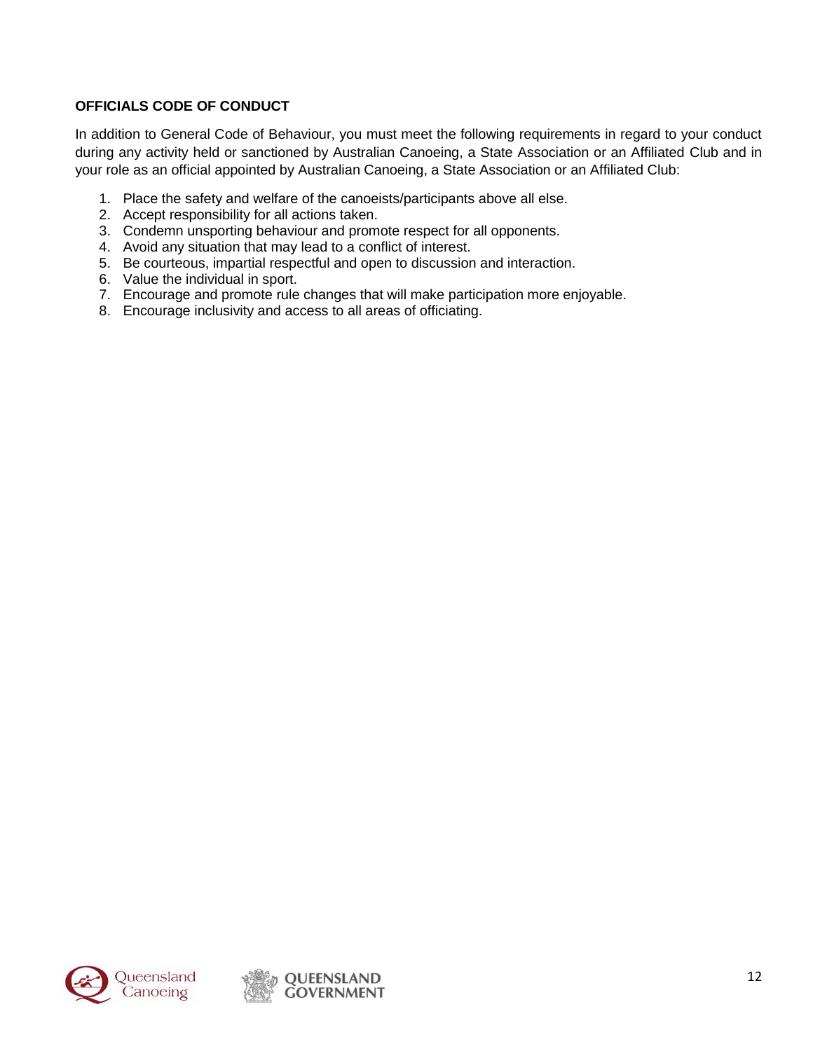**OFFICIALS CODE OF CONDUCT**

In addition to General Code of Behaviour, you must meet the following requirements in regard to your conduct during any activity held or sanctioned by Australian Canoeing, a State Association or an Affiliated Club and in your role as an official appointed by Australian Canoeing, a State Association or an Affiliated Club:

1. Place the safety and welfare of the canoeists/participants above all else.
2. Accept responsibility for all actions taken.
3. Condemn unsporting behaviour and promote respect for all opponents.
4. Avoid any situation that may lead to a conflict of interest.
5. Be courteous, impartial respectful and open to discussion and interaction.
6. Value the individual in sport.
7. Encourage and promote rule changes that will make participation more enjoyable.
8. Encourage inclusivity and access to all areas of officiating.